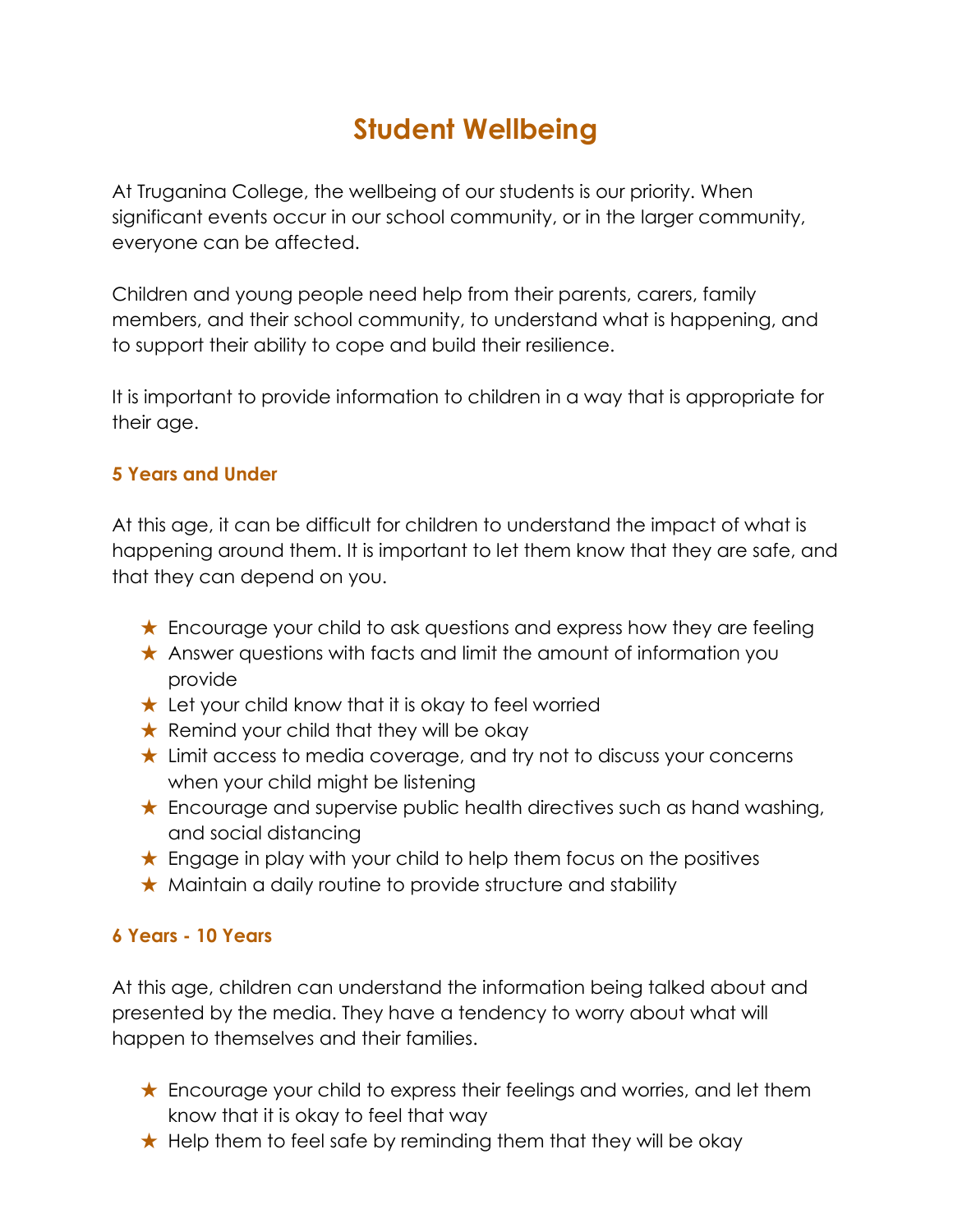# Student Wellbeing

At Truganina College, the wellbeing of our students is our priority. When significant events occur in our school community, or in the larger community, everyone can be affected.

Children and young people need help from their parents, carers, family members, and their school community, to understand what is happening, and to support their ability to cope and build their resilience.

It is important to provide information to children in a way that is appropriate for their age.

### 5 Years and Under

At this age, it can be difficult for children to understand the impact of what is happening around them. It is important to let them know that they are safe, and that they can depend on you.

- Encourage your child to ask questions and express how they are feeling
- Answer questions with facts and limit the amount of information you provide
- Let your child know that it is okay to feel worried
- Remind your child that they will be okay
- Limit access to media coverage, and try not to discuss your concerns when your child might be listening
- Encourage and supervise public health directives such as hand washing, and social distancing
- Engage in play with your child to help them focus on the positives
- Maintain a daily routine to provide structure and stability

### 6 Years - 10 Years

At this age, children can understand the information being talked about and presented by the media. They have a tendency to worry about what will happen to themselves and their families.

- Encourage your child to express their feelings and worries, and let them know that it is okay to feel that way
- Help them to feel safe by reminding them that they will be okay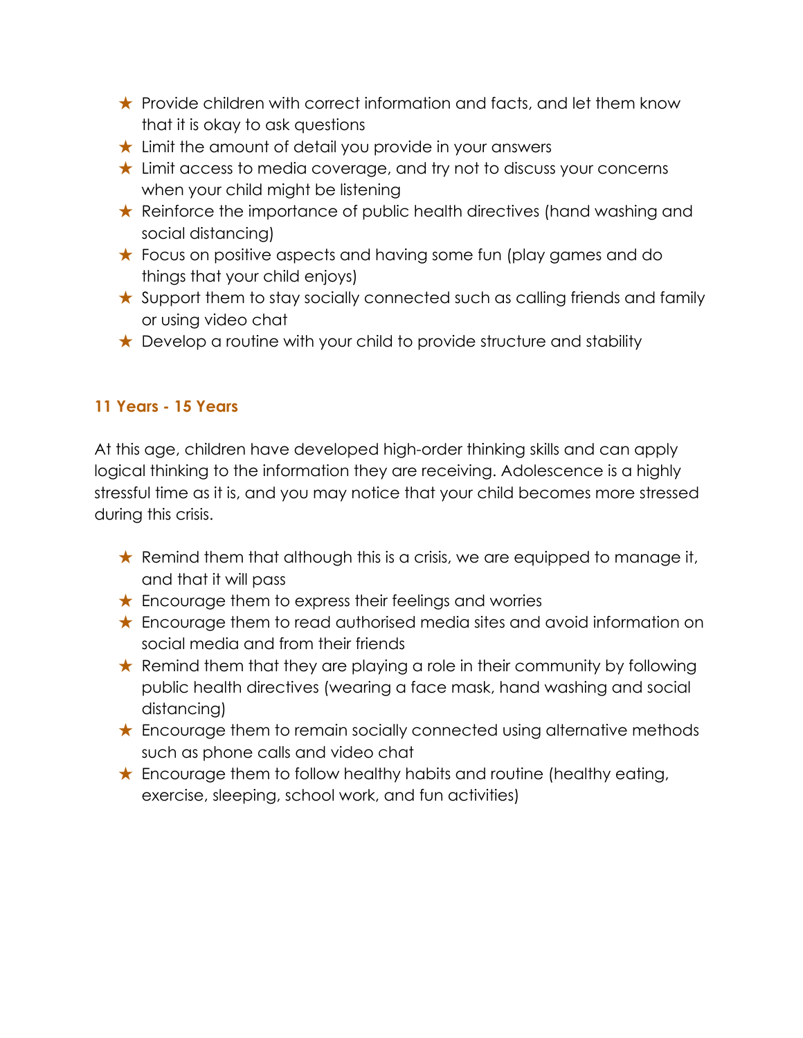- ★ Provide children with correct information and facts, and let them know that it is okay to ask questions
- ★ Limit the amount of detail you provide in your answers
- ★ Limit access to media coverage, and try not to discuss your concerns when your child might be listening
- ★ Reinforce the importance of public health directives (hand washing and social distancing)
- ★ Focus on positive aspects and having some fun (play games and do things that your child enjoys)
- ★ Support them to stay socially connected such as calling friends and family or using video chat
- ★ Develop a routine with your child to provide structure and stability

### 11 Years - 15 Years

At this age, children have developed high-order thinking skills and can apply logical thinking to the information they are receiving. Adolescence is a highly stressful time as it is, and you may notice that your child becomes more stressed during this crisis.

- ★ Remind them that although this is a crisis, we are equipped to manage it, and that it will pass
- ★ Encourage them to express their feelings and worries
- ★ Encourage them to read authorised media sites and avoid information on social media and from their friends
- ★ Remind them that they are playing a role in their community by following public health directives (wearing a face mask, hand washing and social distancing)
- ★ Encourage them to remain socially connected using alternative methods such as phone calls and video chat
- ★ Encourage them to follow healthy habits and routine (healthy eating, exercise, sleeping, school work, and fun activities)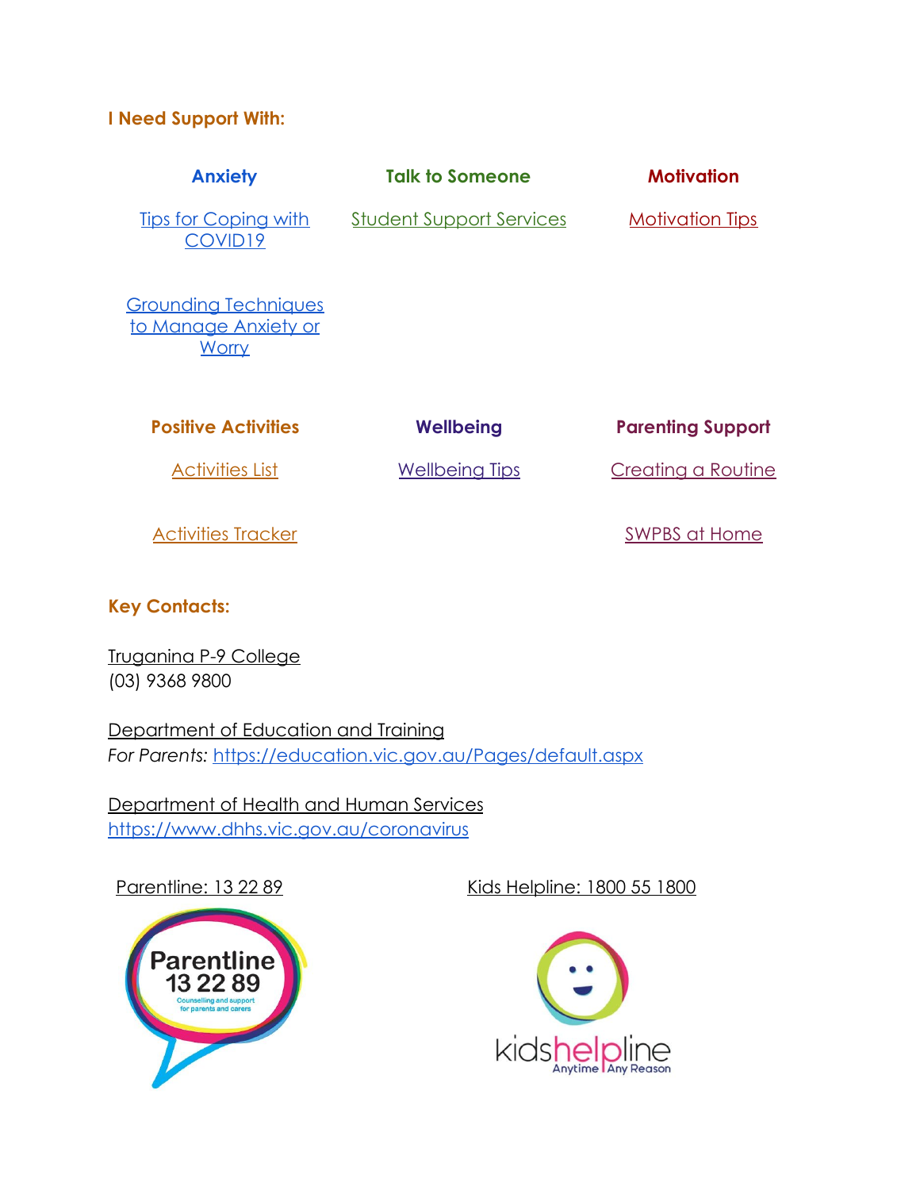**I Need Support With:**

**Anxiety**

Tips for Coping with COVID19

Grounding Techniques to Manage Anxiety or Worry

**Talk to Someone**

Student Support Services

**Motivation**

Motivation Tips

**Positive Activities**

Activities List

Activities Tracker

**Wellbeing**

Wellbeing Tips

**Parenting Support**

Creating a Routine

SWPBS at Home

**Key Contacts:**

Truganina P-9 College
(03) 9368 9800

Department of Education and Training
*For Parents:* https://education.vic.gov.au/Pages/default.aspx

Department of Health and Human Services
https://www.dhhs.vic.gov.au/coronavirus

Parentline: 13 22 89

Kids Helpline: 1800 55 1800